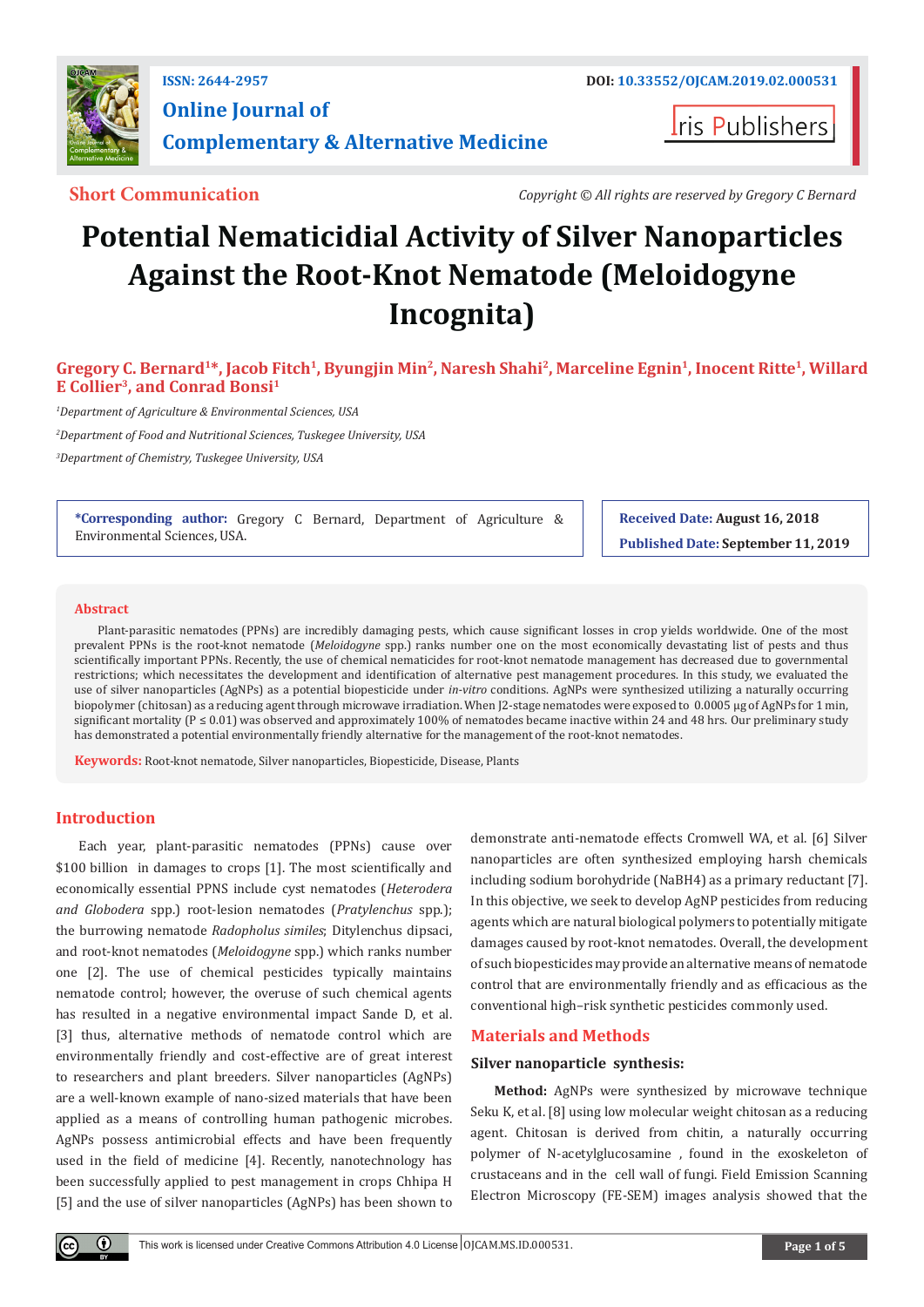ISSN: 2644-2957

DOI: 10.33552/OJCAM.2019.02.000531

# Online Journal of Complementary & Alternative Medicine

Iris Publishers

**Short Communication**

*Copyright © All rights are reserved by Gregory C Bernard*

# Potential Nematicidial Activity of Silver Nanoparticles Against the Root-Knot Nematode (Meloidogyne Incognita)

**Gregory C. Bernard[1]\*, Jacob Fitch[1], Byungjin Min[2], Naresh Shahi[2], Marceline Egnin[1], Inocent Ritte[1], Willard E Collier[3], and Conrad Bonsi[1]**

*[1]Department of Agriculture & Environmental Sciences, USA*

*[2]Department of Food and Nutritional Sciences, Tuskegee University, USA*

*[3]Department of Chemistry, Tuskegee University, USA*

**\*Corresponding author:** Gregory C Bernard, Department of Agriculture & Environmental Sciences, USA.

**Received Date:** August 16, 2018

**Published Date:** September 11, 2019

## Abstract

Plant-parasitic nematodes (PPNs) are incredibly damaging pests, which cause significant losses in crop yields worldwide. One of the most prevalent PPNs is the root-knot nematode (*Meloidogyne* spp.) ranks number one on the most economically devastating list of pests and thus scientifically important PPNs. Recently, the use of chemical nematicides for root-knot nematode management has decreased due to governmental restrictions; which necessitates the development and identification of alternative pest management procedures. In this study, we evaluated the use of silver nanoparticles (AgNPs) as a potential biopesticide under *in-vitro* conditions. AgNPs were synthesized utilizing a naturally occurring biopolymer (chitosan) as a reducing agent through microwave irradiation. When J2-stage nematodes were exposed to 0.0005 μg of AgNPs for 1 min, significant mortality ($P \leq 0.01$) was observed and approximately 100% of nematodes became inactive within 24 and 48 hrs. Our preliminary study has demonstrated a potential environmentally friendly alternative for the management of the root-knot nematodes.

**Keywords:** Root-knot nematode, Silver nanoparticles, Biopesticide, Disease, Plants

## Introduction

Each year, plant-parasitic nematodes (PPNs) cause over $100 billion in damages to crops [1]. The most scientifically and economically essential PPNS include cyst nematodes (*Heterodera and Globodera* spp.) root-lesion nematodes (*Pratylenchus* spp.); the burrowing nematode *Radopholus similes*; Ditylenchus dipsaci, and root-knot nematodes (*Meloidogyne* spp.) which ranks number one [2]. The use of chemical pesticides typically maintains nematode control; however, the overuse of such chemical agents has resulted in a negative environmental impact Sande D, et al. [3] thus, alternative methods of nematode control which are environmentally friendly and cost-effective are of great interest to researchers and plant breeders. Silver nanoparticles (AgNPs) are a well-known example of nano-sized materials that have been applied as a means of controlling human pathogenic microbes. AgNPs possess antimicrobial effects and have been frequently used in the field of medicine [4]. Recently, nanotechnology has been successfully applied to pest management in crops Chhipa H [5] and the use of silver nanoparticles (AgNPs) has been shown to demonstrate anti-nematode effects Cromwell WA, et al. [6] Silver nanoparticles are often synthesized employing harsh chemicals including sodium borohydride ($NaBH_4$) as a primary reductant [7]. In this objective, we seek to develop AgNP pesticides from reducing agents which are natural biological polymers to potentially mitigate damages caused by root-knot nematodes. Overall, the development of such biopesticides may provide an alternative means of nematode control that are environmentally friendly and as efficacious as the conventional high–risk synthetic pesticides commonly used.

## Materials and Methods

### Silver nanoparticle synthesis:

**Method:** AgNPs were synthesized by microwave technique Seku K, et al. [8] using low molecular weight chitosan as a reducing agent. Chitosan is derived from chitin, a naturally occurring polymer of N-acetylglucosamine , found in the exoskeleton of crustaceans and in the cell wall of fungi. Field Emission Scanning Electron Microscopy (FE-SEM) images analysis showed that the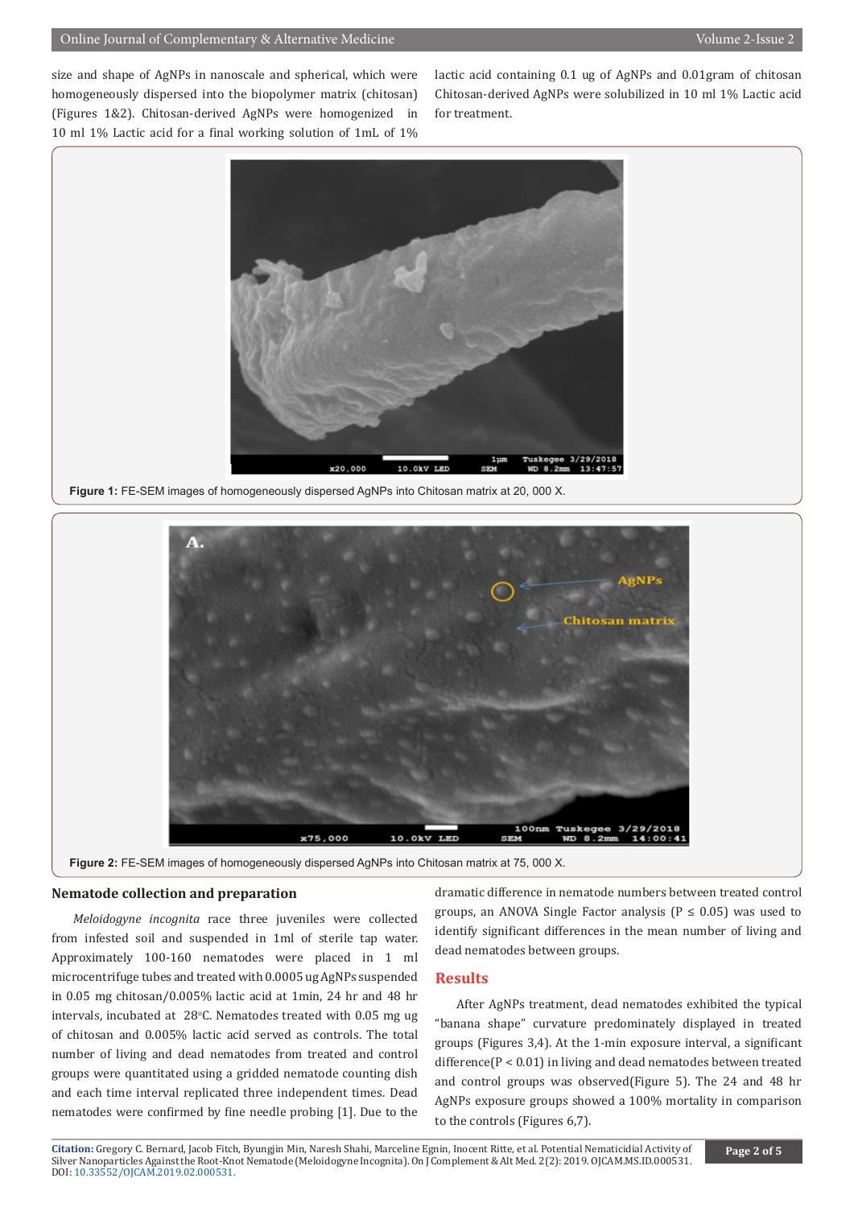size and shape of AgNPs in nanoscale and spherical, which were homogeneously dispersed into the biopolymer matrix (chitosan) (Figures 1&2). Chitosan-derived AgNPs were homogenized in 10 ml 1% Lactic acid for a final working solution of 1mL of 1% lactic acid containing 0.1 ug of AgNPs and 0.01gram of chitosan Chitosan-derived AgNPs were solubilized in 10 ml 1% Lactic acid for treatment.

**Figure 1:** FE-SEM images of homogeneously dispersed AgNPs into Chitosan matrix at 20, 000 X.

**Figure 2:** FE-SEM images of homogeneously dispersed AgNPs into Chitosan matrix at 75, 000 X.

## Nematode collection and preparation

*Meloidogyne incognita* race three juveniles were collected from infested soil and suspended in 1ml of sterile tap water. Approximately 100-160 nematodes were placed in 1 ml microcentrifuge tubes and treated with 0.0005 ug AgNPs suspended in 0.05 mg chitosan/0.005% lactic acid at 1min, 24 hr and 48 hr intervals, incubated at 28°C. Nematodes treated with 0.05 mg ug of chitosan and 0.005% lactic acid served as controls. The total number of living and dead nematodes from treated and control groups were quantitated using a gridded nematode counting dish and each time interval replicated three independent times. Dead nematodes were confirmed by fine needle probing [1]. Due to the dramatic difference in nematode numbers between treated control groups, an ANOVA Single Factor analysis ($P \leq 0.05$) was used to identify significant differences in the mean number of living and dead nematodes between groups.

## Results

After AgNPs treatment, dead nematodes exhibited the typical "banana shape" curvature predominately displayed in treated groups (Figures 3,4). At the 1-min exposure interval, a significant difference($P < 0.01$) in living and dead nematodes between treated and control groups was observed(Figure 5). The 24 and 48 hr AgNPs exposure groups showed a 100% mortality in comparison to the controls (Figures 6,7).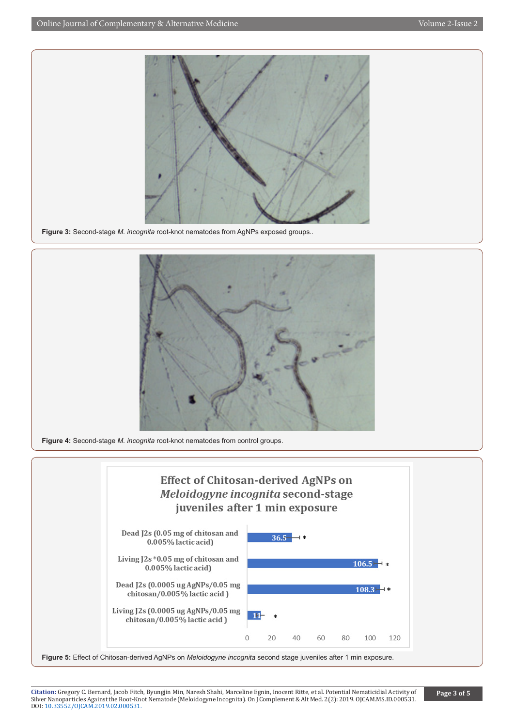Figure 3: Second-stage *M. incognita* root-knot nematodes from AgNPs exposed groups..

Figure 4: Second-stage *M. incognita* root-knot nematodes from control groups.

Figure 5: Effect of Chitosan-derived AgNPs on *Meloidogyne incognita* second stage juveniles after 1 min exposure.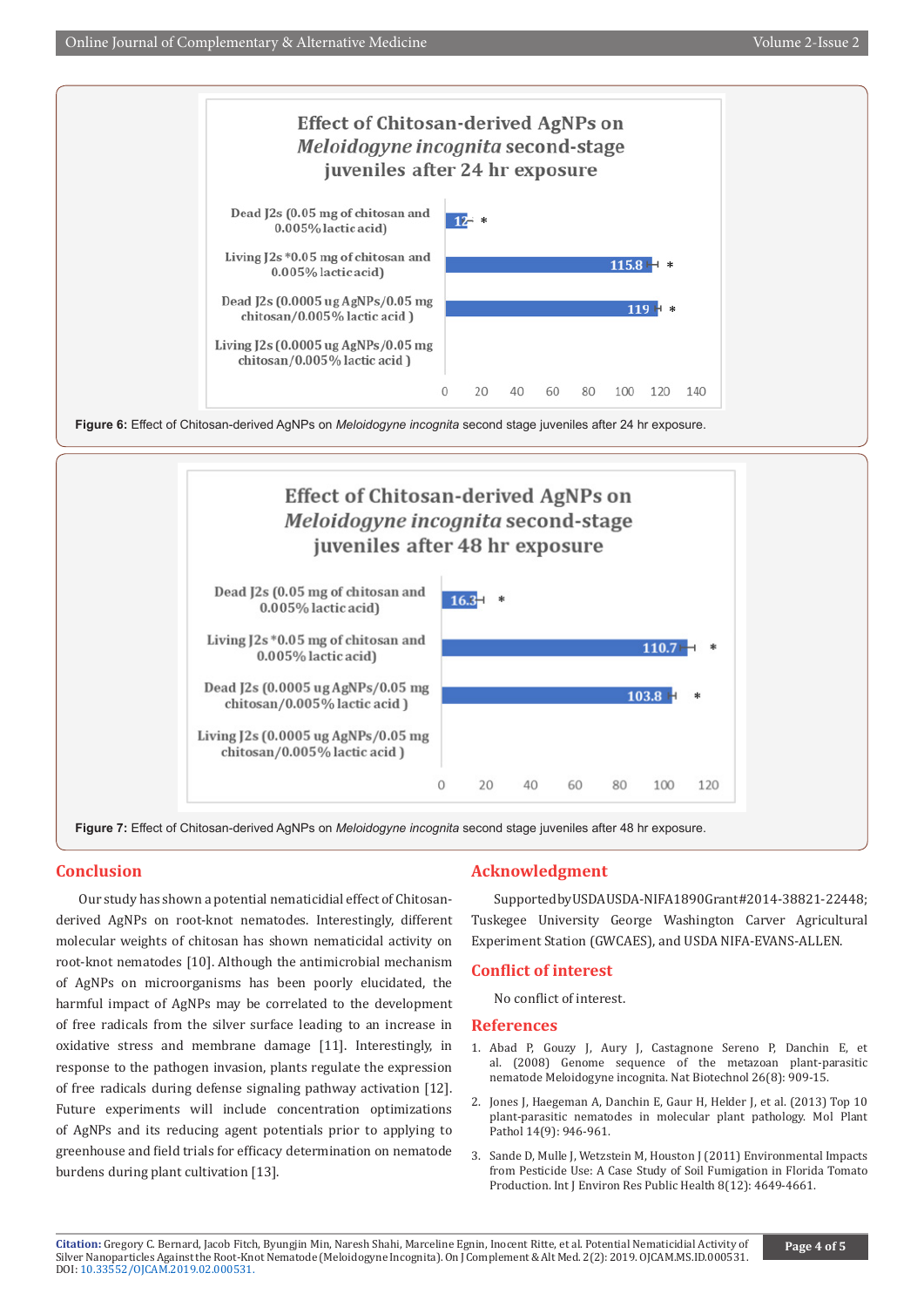Effect of Chitosan-derived AgNPs on *Meloidogyne incognita* second-stage juveniles after 24 hr exposure

| Category | Value |
|---|---|
| Dead J2s (0.05 mg of chitosan and 0.005% lactic acid) | 12 * |
| Living J2s *0.05 mg of chitosan and 0.005% lactic acid) | 115.8 * |
| Dead J2s (0.0005 ug AgNPs/0.05 mg chitosan/0.005% lactic acid ) | 119 * |
| Living J2s (0.0005 ug AgNPs/0.05 mg chitosan/0.005% lactic acid ) | |

**Figure 6:** Effect of Chitosan-derived AgNPs on *Meloidogyne incognita* second stage juveniles after 24 hr exposure.

Effect of Chitosan-derived AgNPs on *Meloidogyne incognita* second-stage juveniles after 48 hr exposure

| Category | Value |
|---|---|
| Dead J2s (0.05 mg of chitosan and 0.005% lactic acid) | 16.3 * |
| Living J2s *0.05 mg of chitosan and 0.005% lactic acid) | 110.7 * |
| Dead J2s (0.0005 ug AgNPs/0.05 mg chitosan/0.005% lactic acid ) | 103.8 * |
| Living J2s (0.0005 ug AgNPs/0.05 mg chitosan/0.005% lactic acid ) | |

**Figure 7:** Effect of Chitosan-derived AgNPs on *Meloidogyne incognita* second stage juveniles after 48 hr exposure.

## Conclusion

Our study has shown a potential nematicidial effect of Chitosan-derived AgNPs on root-knot nematodes. Interestingly, different molecular weights of chitosan has shown nematicidal activity on root-knot nematodes [10]. Although the antimicrobial mechanism of AgNPs on microorganisms has been poorly elucidated, the harmful impact of AgNPs may be correlated to the development of free radicals from the silver surface leading to an increase in oxidative stress and membrane damage [11]. Interestingly, in response to the pathogen invasion, plants regulate the expression of free radicals during defense signaling pathway activation [12]. Future experiments will include concentration optimizations of AgNPs and its reducing agent potentials prior to applying to greenhouse and field trials for efficacy determination on nematode burdens during plant cultivation [13].

## Acknowledgment

Supported by USDA USDA-NIFA 1890 Grant #2014-38821-22448; Tuskegee University George Washington Carver Agricultural Experiment Station (GWCAES), and USDA NIFA-EVANS-ALLEN.

## Conflict of interest

No conflict of interest.

## References

1. Abad P, Gouzy J, Aury J, Castagnone Sereno P, Danchin E, et al. (2008) Genome sequence of the metazoan plant-parasitic nematode Meloidogyne incognita. Nat Biotechnol 26(8): 909-15.
2. Jones J, Haegeman A, Danchin E, Gaur H, Helder J, et al. (2013) Top 10 plant-parasitic nematodes in molecular plant pathology. Mol Plant Pathol 14(9): 946-961.
3. Sande D, Mulle J, Wetzstein M, Houston J (2011) Environmental Impacts from Pesticide Use: A Case Study of Soil Fumigation in Florida Tomato Production. Int J Environ Res Public Health 8(12): 4649-4661.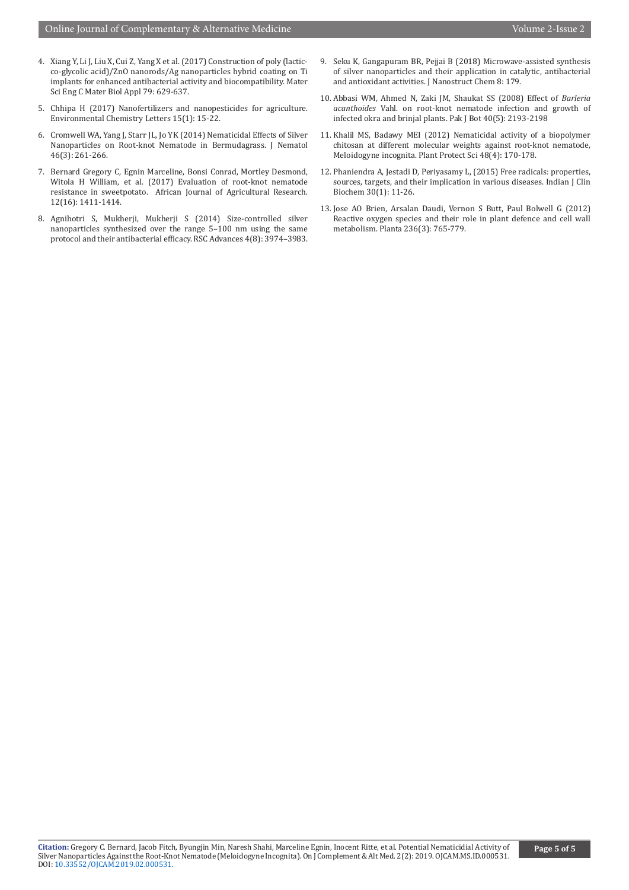4. Xiang Y, Li J, Liu X, Cui Z, Yang X et al. (2017) Construction of poly (lactic-co-glycolic acid)/ZnO nanorods/Ag nanoparticles hybrid coating on Ti implants for enhanced antibacterial activity and biocompatibility. Mater Sci Eng C Mater Biol Appl 79: 629-637.
5. Chhipa H (2017) Nanofertilizers and nanopesticides for agriculture. Environmental Chemistry Letters 15(1): 15-22.
6. Cromwell WA, Yang J, Starr JL, Jo YK (2014) Nematicidal Effects of Silver Nanoparticles on Root-knot Nematode in Bermudagrass. J Nematol 46(3): 261-266.
7. Bernard Gregory C, Egnin Marceline, Bonsi Conrad, Mortley Desmond, Witola H William, et al. (2017) Evaluation of root-knot nematode resistance in sweetpotato. African Journal of Agricultural Research. 12(16): 1411-1414.
8. Agnihotri S, Mukherji, Mukherji S (2014) Size-controlled silver nanoparticles synthesized over the range 5–100 nm using the same protocol and their antibacterial efficacy. RSC Advances 4(8): 3974–3983.
9. Seku K, Gangapuram BR, Pejjai B (2018) Microwave-assisted synthesis of silver nanoparticles and their application in catalytic, antibacterial and antioxidant activities. J Nanostruct Chem 8: 179.
10. Abbasi WM, Ahmed N, Zaki JM, Shaukat SS (2008) Effect of *Barleria acanthoides* Vahl. on root-knot nematode infection and growth of infected okra and brinjal plants. Pak J Bot 40(5): 2193-2198
11. Khalil MS, Badawy MEI (2012) Nematicidal activity of a biopolymer chitosan at different molecular weights against root-knot nematode, Meloidogyne incognita. Plant Protect Sci 48(4): 170-178.
12. Phaniendra A, Jestadi D, Periyasamy L, (2015) Free radicals: properties, sources, targets, and their implication in various diseases. Indian J Clin Biochem 30(1): 11-26.
13. Jose AO Brien, Arsalan Daudi, Vernon S Butt, Paul Bolwell G (2012) Reactive oxygen species and their role in plant defence and cell wall metabolism. Planta 236(3): 765-779.